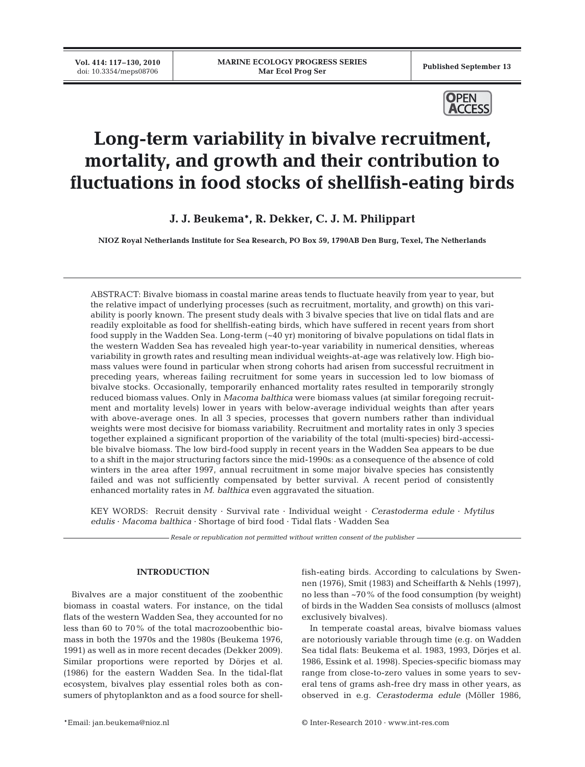# Long-term variability in bivalve recruitment, mortality, and growth and their contribution to fluctuations in food stocks of shellfish-eating birds

**J. J. Beukema\*, R. Dekker, C. J. M. Philippart**

**NIOZ Royal Netherlands Institute for Sea Research, PO Box 59, 1790AB Den Burg, Texel, The Netherlands**

ABSTRACT: Bivalve biomass in coastal marine areas tends to fluctuate heavily from year to year, but the relative impact of underlying processes (such as recruitment, mortality, and growth) on this variability is poorly known. The present study deals with 3 bivalve species that live on tidal flats and are readily exploitable as food for shellfish-eating birds, which have suffered in recent years from short food supply in the Wadden Sea. Long-term (~40 yr) monitoring of bivalve populations on tidal flats in the western Wadden Sea has revealed high year-to-year variability in numerical densities, whereas variability in growth rates and resulting mean individual weights-at-age was relatively low. High biomass values were found in particular when strong cohorts had arisen from successful recruitment in preceding years, whereas failing recruitment for some years in succession led to low biomass of bivalve stocks. Occasionally, temporarily enhanced mortality rates resulted in temporarily strongly reduced biomass values. Only in *Macoma balthica* were biomass values (at similar foregoing recruitment and mortality levels) lower in years with below-average individual weights than after years with above-average ones. In all 3 species, processes that govern numbers rather than individual weights were most decisive for biomass variability. Recruitment and mortality rates in only 3 species together explained a significant proportion of the variability of the total (multi-species) bird-accessible bivalve biomass. The low bird-food supply in recent years in the Wadden Sea appears to be due to a shift in the major structuring factors since the mid-1990s: as a consequence of the absence of cold winters in the area after 1997, annual recruitment in some major bivalve species has consistently failed and was not sufficiently compensated by better survival. A recent period of consistently enhanced mortality rates in *M. balthica* even aggravated the situation.

KEY WORDS: Recruit density · Survival rate · Individual weight · *Cerastoderma edule* · *Mytilus edulis* · *Macoma balthica* · Shortage of bird food · Tidal flats · Wadden Sea

*Resale or republication not permitted without written consent of the publisher*

## INTRODUCTION

Bivalves are a major constituent of the zoobenthic biomass in coastal waters. For instance, on the tidal flats of the western Wadden Sea, they accounted for no less than 60 to 70% of the total macrozoobenthic biomass in both the 1970s and the 1980s (Beukema 1976, 1991) as well as in more recent decades (Dekker 2009). Similar proportions were reported by Dörjes et al. (1986) for the eastern Wadden Sea. In the tidal-flat ecosystem, bivalves play essential roles both as consumers of phytoplankton and as a food source for shellfish-eating birds. According to calculations by Swennen (1976), Smit (1983) and Scheiffarth & Nehls (1997), no less than ~70% of the food consumption (by weight) of birds in the Wadden Sea consists of molluscs (almost exclusively bivalves).

In temperate coastal areas, bivalve biomass values are notoriously variable through time (e.g. on Wadden Sea tidal flats: Beukema et al. 1983, 1993, Dörjes et al. 1986, Essink et al. 1998). Species-specific biomass may range from close-to-zero values in some years to several tens of grams ash-free dry mass in other years, as observed in e.g. *Cerastoderma edule* (Möller 1986,

\*Email: jan.beukema@nioz.nl

© Inter-Research 2010 · www.int-res.com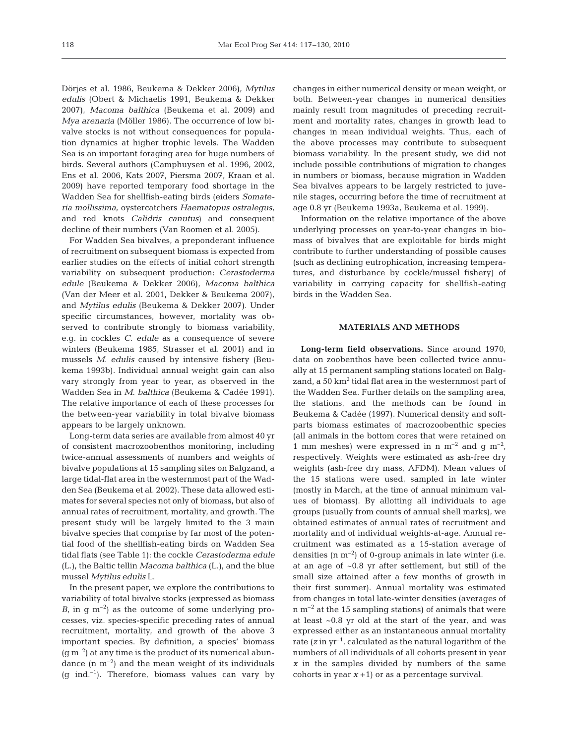Dörjes et al. 1986, Beukema & Dekker 2006), *Mytilus edulis* (Obert & Michaelis 1991, Beukema & Dekker 2007), *Macoma balthica* (Beukema et al. 2009) and *Mya arenaria* (Möller 1986). The occurrence of low bivalve stocks is not without consequences for population dynamics at higher trophic levels. The Wadden Sea is an important foraging area for huge numbers of birds. Several authors (Camphuysen et al. 1996, 2002, Ens et al. 2006, Kats 2007, Piersma 2007, Kraan et al. 2009) have reported temporary food shortage in the Wadden Sea for shellfish-eating birds (eiders *Somateria mollissima*, oystercatchers *Haematopus ostralegus*, and red knots *Calidris canutus*) and consequent decline of their numbers (Van Roomen et al. 2005).

For Wadden Sea bivalves, a preponderant influence of recruitment on subsequent biomass is expected from earlier studies on the effects of initial cohort strength variability on subsequent production: *Cerastoderma edule* (Beukema & Dekker 2006), *Macoma balthica* (Van der Meer et al. 2001, Dekker & Beukema 2007), and *Mytilus edulis* (Beukema & Dekker 2007). Under specific circumstances, however, mortality was observed to contribute strongly to biomass variability, e.g. in cockles *C. edule* as a consequence of severe winters (Beukema 1985, Strasser et al. 2001) and in mussels *M. edulis* caused by intensive fishery (Beukema 1993b). Individual annual weight gain can also vary strongly from year to year, as observed in the Wadden Sea in *M. balthica* (Beukema & Cadée 1991). The relative importance of each of these processes for the between-year variability in total bivalve biomass appears to be largely unknown.

Long-term data series are available from almost 40 yr of consistent macrozoobenthos monitoring, including twice-annual assessments of numbers and weights of bivalve populations at 15 sampling sites on Balgzand, a large tidal-flat area in the westernmost part of the Wadden Sea (Beukema et al. 2002). These data allowed estimates for several species not only of biomass, but also of annual rates of recruitment, mortality, and growth. The present study will be largely limited to the 3 main bivalve species that comprise by far most of the potential food of the shellfish-eating birds on Wadden Sea tidal flats (see Table 1): the cockle *Cerastoderma edule* (L.), the Baltic tellin *Macoma balthica* (L.), and the blue mussel *Mytilus edulis* L.

In the present paper, we explore the contributions to variability of total bivalve stocks (expressed as biomass $B$, in g m$^{-2}$) as the outcome of some underlying processes, viz. species-specific preceding rates of annual recruitment, mortality, and growth of the above 3 important species. By definition, a species' biomass (g m$^{-2}$) at any time is the product of its numerical abundance (n m$^{-2}$) and the mean weight of its individuals (g ind.$^{-1}$). Therefore, biomass values can vary by changes in either numerical density or mean weight, or both. Between-year changes in numerical densities mainly result from magnitudes of preceding recruitment and mortality rates, changes in growth lead to changes in mean individual weights. Thus, each of the above processes may contribute to subsequent biomass variability. In the present study, we did not include possible contributions of migration to changes in numbers or biomass, because migration in Wadden Sea bivalves appears to be largely restricted to juvenile stages, occurring before the time of recruitment at age 0.8 yr (Beukema 1993a, Beukema et al. 1999).

Information on the relative importance of the above underlying processes on year-to-year changes in biomass of bivalves that are exploitable for birds might contribute to further understanding of possible causes (such as declining eutrophication, increasing temperatures, and disturbance by cockle/mussel fishery) of variability in carrying capacity for shellfish-eating birds in the Wadden Sea.

## MATERIALS AND METHODS

**Long-term field observations.** Since around 1970, data on zoobenthos have been collected twice annually at 15 permanent sampling stations located on Balgzand, a 50 km$^2$ tidal flat area in the westernmost part of the Wadden Sea. Further details on the sampling area, the stations, and the methods can be found in Beukema & Cadée (1997). Numerical density and soft-parts biomass estimates of macrozoobenthic species (all animals in the bottom cores that were retained on 1 mm meshes) were expressed in n m$^{-2}$ and g m$^{-2}$, respectively. Weights were estimated as ash-free dry weights (ash-free dry mass, AFDM). Mean values of the 15 stations were used, sampled in late winter (mostly in March, at the time of annual minimum values of biomass). By allotting all individuals to age groups (usually from counts of annual shell marks), we obtained estimates of annual rates of recruitment and mortality and of individual weights-at-age. Annual recruitment was estimated as a 15-station average of densities (n m$^{-2}$) of 0-group animals in late winter (i.e. at an age of ~0.8 yr after settlement, but still of the small size attained after a few months of growth in their first summer). Annual mortality was estimated from changes in total late-winter densities (averages of n m$^{-2}$ at the 15 sampling stations) of animals that were at least ~0.8 yr old at the start of the year, and was expressed either as an instantaneous annual mortality rate ($z$ in yr$^{-1}$, calculated as the natural logarithm of the numbers of all individuals of all cohorts present in year $x$ in the samples divided by numbers of the same cohorts in year $x$ +1) or as a percentage survival.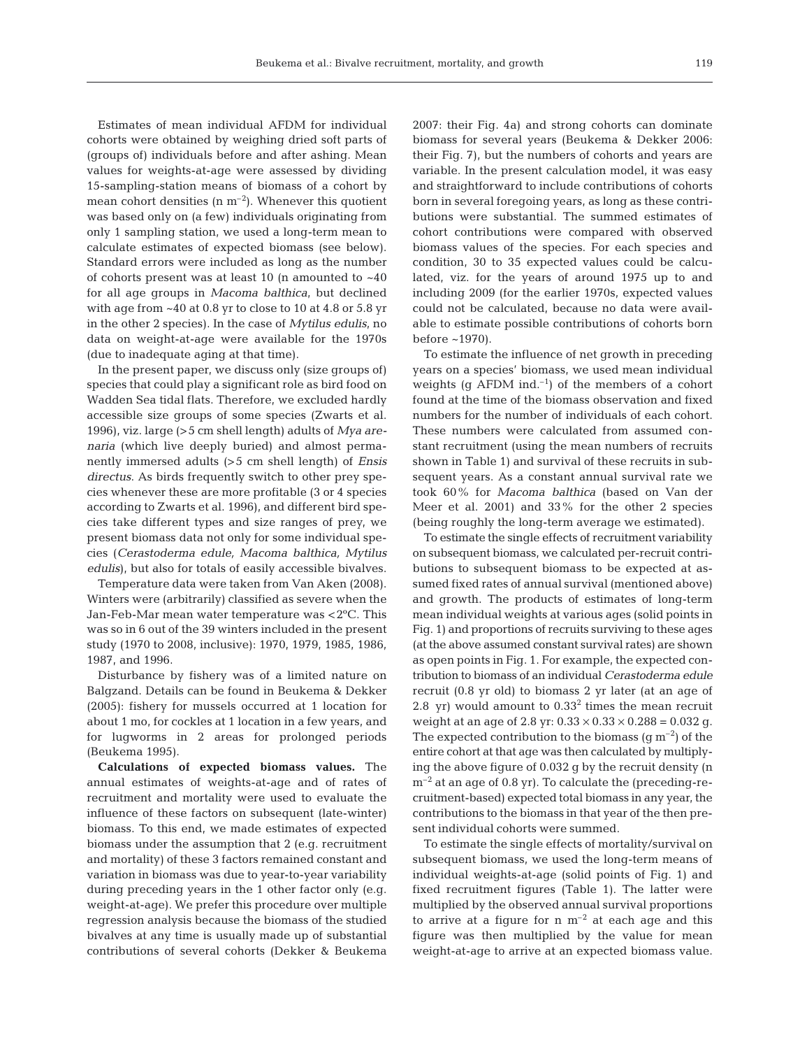Estimates of mean individual AFDM for individual cohorts were obtained by weighing dried soft parts of (groups of) individuals before and after ashing. Mean values for weights-at-age were assessed by dividing 15-sampling-station means of biomass of a cohort by mean cohort densities (n $m^{-2}$). Whenever this quotient was based only on (a few) individuals originating from only 1 sampling station, we used a long-term mean to calculate estimates of expected biomass (see below). Standard errors were included as long as the number of cohorts present was at least 10 (n amounted to ~40 for all age groups in *Macoma balthica*, but declined with age from ~40 at 0.8 yr to close to 10 at 4.8 or 5.8 yr in the other 2 species). In the case of *Mytilus edulis*, no data on weight-at-age were available for the 1970s (due to inadequate aging at that time).

In the present paper, we discuss only (size groups of) species that could play a significant role as bird food on Wadden Sea tidal flats. Therefore, we excluded hardly accessible size groups of some species (Zwarts et al. 1996), viz. large (>5 cm shell length) adults of *Mya arenaria* (which live deeply buried) and almost permanently immersed adults (>5 cm shell length) of *Ensis directus*. As birds frequently switch to other prey species whenever these are more profitable (3 or 4 species according to Zwarts et al. 1996), and different bird species take different types and size ranges of prey, we present biomass data not only for some individual species (*Cerastoderma edule, Macoma balthica, Mytilus edulis*), but also for totals of easily accessible bivalves.

Temperature data were taken from Van Aken (2008). Winters were (arbitrarily) classified as severe when the Jan-Feb-Mar mean water temperature was <2°C. This was so in 6 out of the 39 winters included in the present study (1970 to 2008, inclusive): 1970, 1979, 1985, 1986, 1987, and 1996.

Disturbance by fishery was of a limited nature on Balgzand. Details can be found in Beukema & Dekker (2005): fishery for mussels occurred at 1 location for about 1 mo, for cockles at 1 location in a few years, and for lugworms in 2 areas for prolonged periods (Beukema 1995).

**Calculations of expected biomass values.** The annual estimates of weights-at-age and of rates of recruitment and mortality were used to evaluate the influence of these factors on subsequent (late-winter) biomass. To this end, we made estimates of expected biomass under the assumption that 2 (e.g. recruitment and mortality) of these 3 factors remained constant and variation in biomass was due to year-to-year variability during preceding years in the 1 other factor only (e.g. weight-at-age). We prefer this procedure over multiple regression analysis because the biomass of the studied bivalves at any time is usually made up of substantial contributions of several cohorts (Dekker & Beukema 2007: their Fig. 4a) and strong cohorts can dominate biomass for several years (Beukema & Dekker 2006: their Fig. 7), but the numbers of cohorts and years are variable. In the present calculation model, it was easy and straightforward to include contributions of cohorts born in several foregoing years, as long as these contributions were substantial. The summed estimates of cohort contributions were compared with observed biomass values of the species. For each species and condition, 30 to 35 expected values could be calculated, viz. for the years of around 1975 up to and including 2009 (for the earlier 1970s, expected values could not be calculated, because no data were available to estimate possible contributions of cohorts born before ~1970).

To estimate the influence of net growth in preceding years on a species' biomass, we used mean individual weights (g AFDM $ind.^{-1}$) of the members of a cohort found at the time of the biomass observation and fixed numbers for the number of individuals of each cohort. These numbers were calculated from assumed constant recruitment (using the mean numbers of recruits shown in Table 1) and survival of these recruits in subsequent years. As a constant annual survival rate we took 60% for *Macoma balthica* (based on Van der Meer et al. 2001) and 33% for the other 2 species (being roughly the long-term average we estimated).

To estimate the single effects of recruitment variability on subsequent biomass, we calculated per-recruit contributions to subsequent biomass to be expected at assumed fixed rates of annual survival (mentioned above) and growth. The products of estimates of long-term mean individual weights at various ages (solid points in Fig. 1) and proportions of recruits surviving to these ages (at the above assumed constant survival rates) are shown as open points in Fig. 1. For example, the expected contribution to biomass of an individual *Cerastoderma edule* recruit (0.8 yr old) to biomass 2 yr later (at an age of 2.8 yr) would amount to $0.33^2$ times the mean recruit weight at an age of 2.8 yr: $0.33 \times 0.33 \times 0.288 = 0.032$ g. The expected contribution to the biomass (g $m^{-2}$) of the entire cohort at that age was then calculated by multiplying the above figure of 0.032 g by the recruit density (n $m^{-2}$ at an age of 0.8 yr). To calculate the (preceding-recruitment-based) expected total biomass in any year, the contributions to the biomass in that year of the then present individual cohorts were summed.

To estimate the single effects of mortality/survival on subsequent biomass, we used the long-term means of individual weights-at-age (solid points of Fig. 1) and fixed recruitment figures (Table 1). The latter were multiplied by the observed annual survival proportions to arrive at a figure for n $m^{-2}$ at each age and this figure was then multiplied by the value for mean weight-at-age to arrive at an expected biomass value.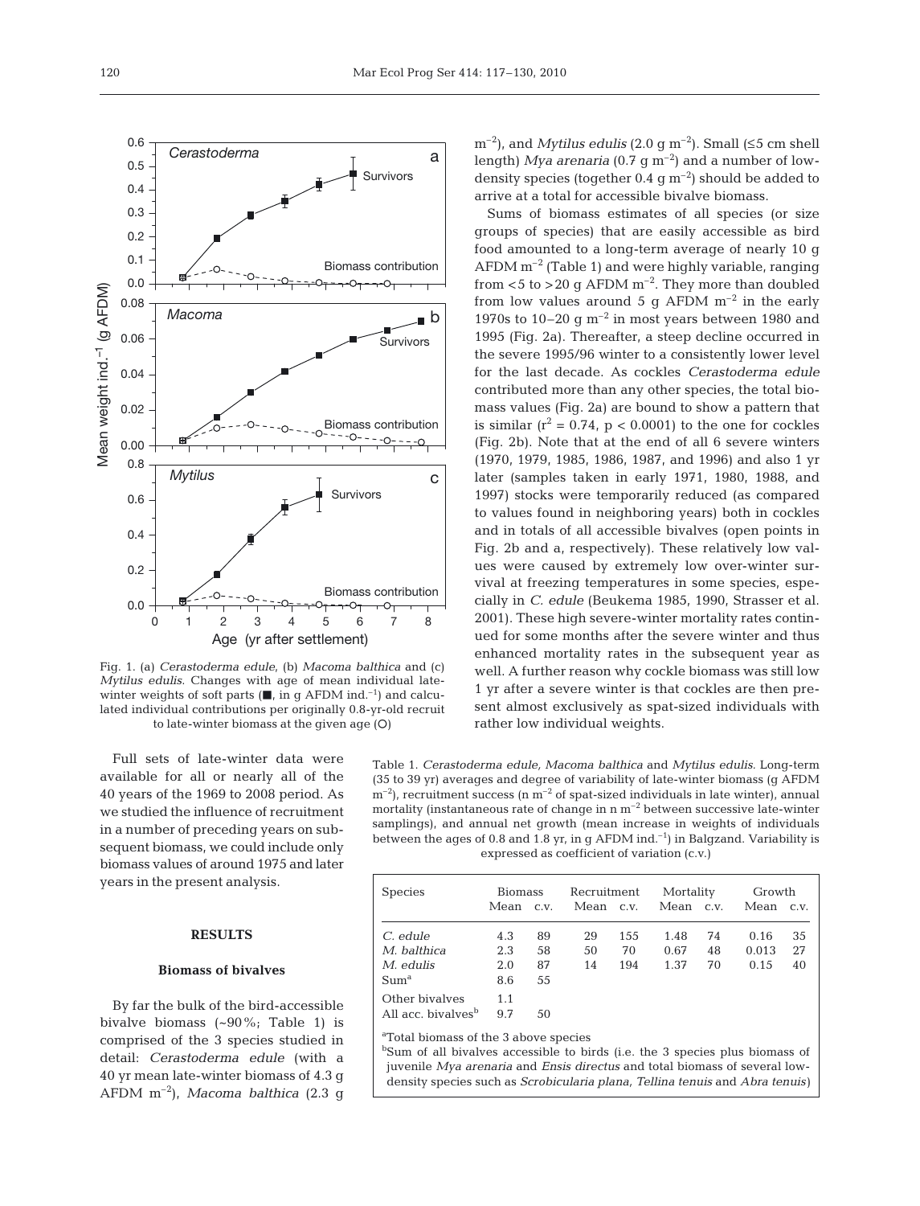Fig. 1. (a) *Cerastoderma edule*, (b) *Macoma balthica* and (c) *Mytilus edulis*. Changes with age of mean individual late-winter weights of soft parts (■, in g AFDM ind.$^{-1}$) and calculated individual contributions per originally 0.8-yr-old recruit to late-winter biomass at the given age (O)

Full sets of late-winter data were available for all or nearly all of the 40 years of the 1969 to 2008 period. As we studied the influence of recruitment in a number of preceding years on subsequent biomass, we could include only biomass values of around 1975 and later years in the present analysis.

## RESULTS

### Biomass of bivalves

By far the bulk of the bird-accessible bivalve biomass (~90%; Table 1) is comprised of the 3 species studied in detail: *Cerastoderma edule* (with a 40 yr mean late-winter biomass of 4.3 g AFDM m$^{-2}$), *Macoma balthica* (2.3 g m$^{-2}$), and *Mytilus edulis* (2.0 g m$^{-2}$). Small (≤5 cm shell length) *Mya arenaria* (0.7 g m$^{-2}$) and a number of low-density species (together 0.4 g m$^{-2}$) should be added to arrive at a total for accessible bivalve biomass.

Sums of biomass estimates of all species (or size groups of species) that are easily accessible as bird food amounted to a long-term average of nearly 10 g AFDM m$^{-2}$ (Table 1) and were highly variable, ranging from <5 to >20 g AFDM m$^{-2}$. They more than doubled from low values around 5 g AFDM m$^{-2}$ in the early 1970s to 10–20 g m$^{-2}$ in most years between 1980 and 1995 (Fig. 2a). Thereafter, a steep decline occurred in the severe 1995/96 winter to a consistently lower level for the last decade. As cockles *Cerastoderma edule* contributed more than any other species, the total biomass values (Fig. 2a) are bound to show a pattern that is similar ($r^2 = 0.74$, $p < 0.0001$) to the one for cockles (Fig. 2b). Note that at the end of all 6 severe winters (1970, 1979, 1985, 1986, 1987, and 1996) and also 1 yr later (samples taken in early 1971, 1980, 1988, and 1997) stocks were temporarily reduced (as compared to values found in neighboring years) both in cockles and in totals of all accessible bivalves (open points in Fig. 2b and a, respectively). These relatively low values were caused by extremely low over-winter survival at freezing temperatures in some species, especially in *C. edule* (Beukema 1985, 1990, Strasser et al. 2001). These high severe-winter mortality rates continued for some months after the severe winter and thus enhanced mortality rates in the subsequent year as well. A further reason why cockle biomass was still low 1 yr after a severe winter is that cockles are then present almost exclusively as spat-sized individuals with rather low individual weights.

Table 1. *Cerastoderma edule, Macoma balthica* and *Mytilus edulis*. Long-term (35 to 39 yr) averages and degree of variability of late-winter biomass (g AFDM m$^{-2}$), recruitment success (n m$^{-2}$ of spat-sized individuals in late winter), annual mortality (instantaneous rate of change in n m$^{-2}$ between successive late-winter samplings), and annual net growth (mean increase in weights of individuals between the ages of 0.8 and 1.8 yr, in g AFDM ind.$^{-1}$) in Balgzand. Variability is expressed as coefficient of variation (c.v.)

| Species | Biomass | | Recruitment | | Mortality | | Growth | |
|---|---|---|---|---|---|---|---|---|
| | Mean | c.v. | Mean | c.v. | Mean | c.v. | Mean | c.v. |
| *C. edule* | 4.3 | 89 | 29 | 155 | 1.48 | 74 | 0.16 | 35 |
| *M. balthica* | 2.3 | 58 | 50 | 70 | 0.67 | 48 | 0.013 | 27 |
| *M. edulis* | 2.0 | 87 | 14 | 194 | 1.37 | 70 | 0.15 | 40 |
| Sum[a] | 8.6 | 55 | | | | | | |
| Other bivalves | 1.1 | | | | | | | |
| All acc. bivalves[b] | 9.7 | 50 | | | | | | |

[a]Total biomass of the 3 above species

[b]Sum of all bivalves accessible to birds (i.e. the 3 species plus biomass of juvenile *Mya arenaria* and *Ensis directus* and total biomass of several low-density species such as *Scrobicularia plana, Tellina tenuis* and *Abra tenuis*)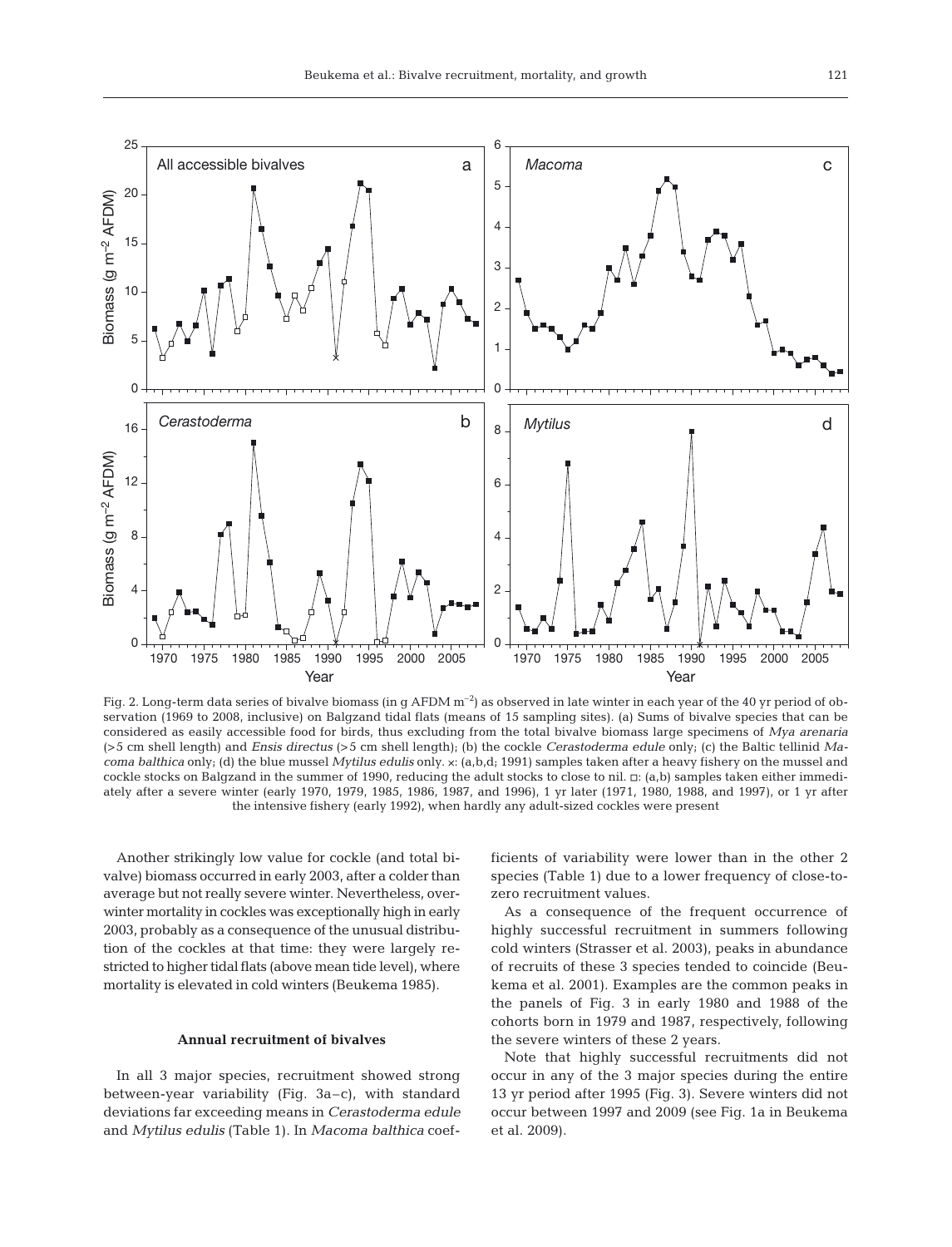Fig. 2. Long-term data series of bivalve biomass (in g AFDM $m^{-2}$) as observed in late winter in each year of the 40 yr period of observation (1969 to 2008, inclusive) on Balgzand tidal flats (means of 15 sampling sites). (a) Sums of bivalve species that can be considered as easily accessible food for birds, thus excluding from the total bivalve biomass large specimens of *Mya arenaria* (>5 cm shell length) and *Ensis directus* (>5 cm shell length); (b) the cockle *Cerastoderma edule* only; (c) the Baltic tellinid *Macoma balthica* only; (d) the blue mussel *Mytilus edulis* only. ×: (a,b,d; 1991) samples taken after a heavy fishery on the mussel and cockle stocks on Balgzand in the summer of 1990, reducing the adult stocks to close to nil. □: (a,b) samples taken either immediately after a severe winter (early 1970, 1979, 1985, 1986, 1987, and 1996), 1 yr later (1971, 1980, 1988, and 1997), or 1 yr after the intensive fishery (early 1992), when hardly any adult-sized cockles were present

Another strikingly low value for cockle (and total bivalve) biomass occurred in early 2003, after a colder than average but not really severe winter. Nevertheless, overwinter mortality in cockles was exceptionally high in early 2003, probably as a consequence of the unusual distribution of the cockles at that time: they were largely restricted to higher tidal flats (above mean tide level), where mortality is elevated in cold winters (Beukema 1985).

### Annual recruitment of bivalves

In all 3 major species, recruitment showed strong between-year variability (Fig. 3a–c), with standard deviations far exceeding means in *Cerastoderma edule* and *Mytilus edulis* (Table 1). In *Macoma balthica* coefficients of variability were lower than in the other 2 species (Table 1) due to a lower frequency of close-to-zero recruitment values.

As a consequence of the frequent occurrence of highly successful recruitment in summers following cold winters (Strasser et al. 2003), peaks in abundance of recruits of these 3 species tended to coincide (Beukema et al. 2001). Examples are the common peaks in the panels of Fig. 3 in early 1980 and 1988 of the cohorts born in 1979 and 1987, respectively, following the severe winters of these 2 years.

Note that highly successful recruitments did not occur in any of the 3 major species during the entire 13 yr period after 1995 (Fig. 3). Severe winters did not occur between 1997 and 2009 (see Fig. 1a in Beukema et al. 2009).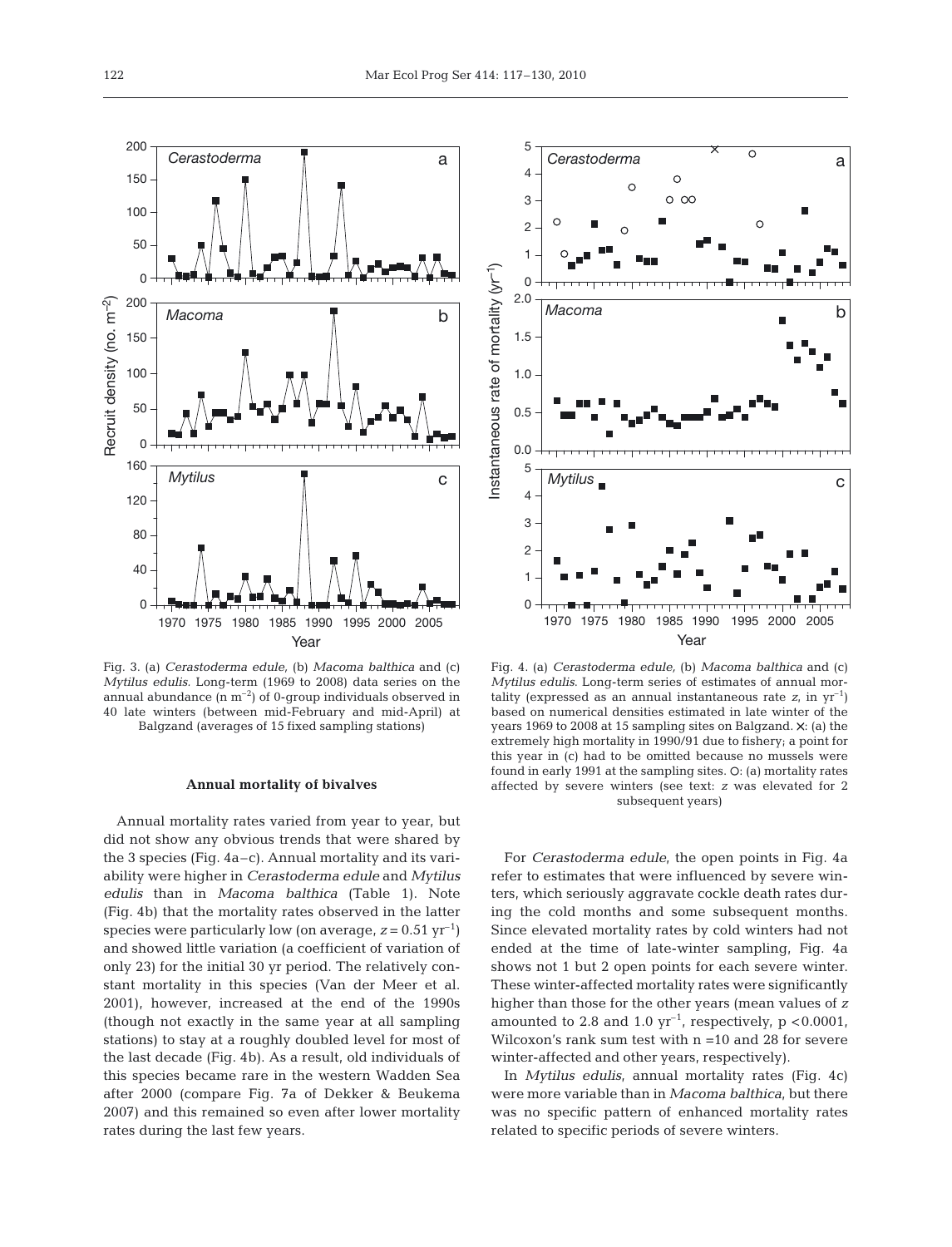Fig. 3. (a) *Cerastoderma edule,* (b) *Macoma balthica* and (c) *Mytilus edulis*. Long-term (1969 to 2008) data series on the annual abundance (n $m^{-2}$) of 0-group individuals observed in 40 late winters (between mid-February and mid-April) at Balgzand (averages of 15 fixed sampling stations)

Fig. 4. (a) *Cerastoderma edule,* (b) *Macoma balthica* and (c) *Mytilus edulis*. Long-term series of estimates of annual mortality (expressed as an annual instantaneous rate *z*, in $yr^{-1}$) based on numerical densities estimated in late winter of the years 1969 to 2008 at 15 sampling sites on Balgzand. ×: (a) the extremely high mortality in 1990/91 due to fishery; a point for this year in (c) had to be omitted because no mussels were found in early 1991 at the sampling sites. O: (a) mortality rates affected by severe winters (see text: *z* was elevated for 2 subsequent years)

### Annual mortality of bivalves

Annual mortality rates varied from year to year, but did not show any obvious trends that were shared by the 3 species (Fig. 4a–c). Annual mortality and its variability were higher in *Cerastoderma edule* and *Mytilus edulis* than in *Macoma balthica* (Table 1). Note (Fig. 4b) that the mortality rates observed in the latter species were particularly low (on average, $z = 0.51\ yr^{-1}$) and showed little variation (a coefficient of variation of only 23) for the initial 30 yr period. The relatively constant mortality in this species (Van der Meer et al. 2001), however, increased at the end of the 1990s (though not exactly in the same year at all sampling stations) to stay at a roughly doubled level for most of the last decade (Fig. 4b). As a result, old individuals of this species became rare in the western Wadden Sea after 2000 (compare Fig. 7a of Dekker & Beukema 2007) and this remained so even after lower mortality rates during the last few years.

For *Cerastoderma edule*, the open points in Fig. 4a refer to estimates that were influenced by severe winters, which seriously aggravate cockle death rates during the cold months and some subsequent months. Since elevated mortality rates by cold winters had not ended at the time of late-winter sampling, Fig. 4a shows not 1 but 2 open points for each severe winter. These winter-affected mortality rates were significantly higher than those for the other years (mean values of *z* amounted to 2.8 and 1.0 $yr^{-1}$, respectively, $p < 0.0001$, Wilcoxon's rank sum test with n =10 and 28 for severe winter-affected and other years, respectively).

In *Mytilus edulis*, annual mortality rates (Fig. 4c) were more variable than in *Macoma balthica*, but there was no specific pattern of enhanced mortality rates related to specific periods of severe winters.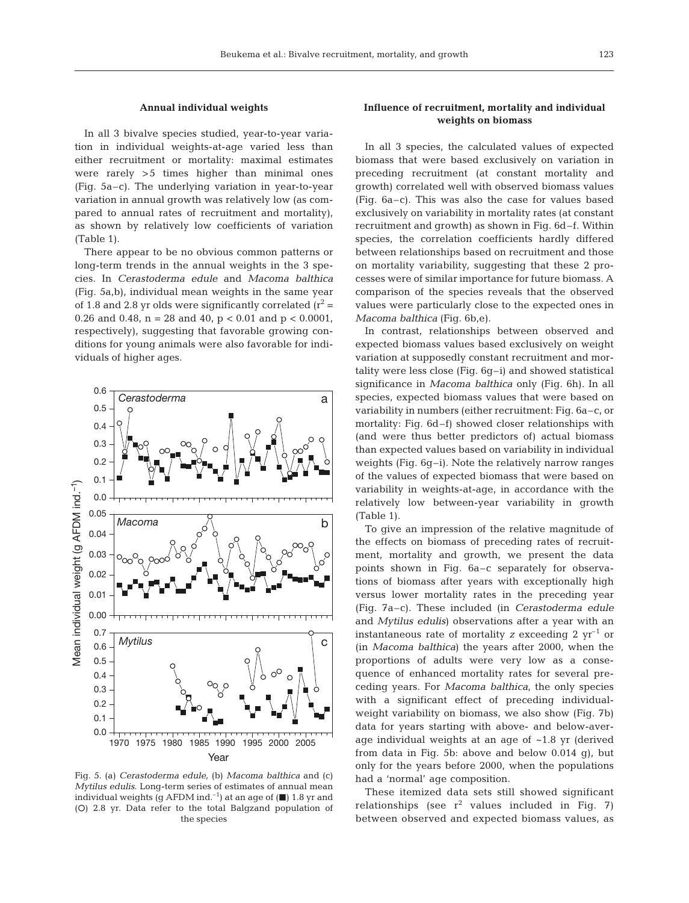### Annual individual weights

In all 3 bivalve species studied, year-to-year variation in individual weights-at-age varied less than either recruitment or mortality: maximal estimates were rarely >5 times higher than minimal ones (Fig. 5a–c). The underlying variation in year-to-year variation in annual growth was relatively low (as compared to annual rates of recruitment and mortality), as shown by relatively low coefficients of variation (Table 1).

There appear to be no obvious common patterns or long-term trends in the annual weights in the 3 species. In *Cerastoderma edule* and *Macoma balthica* (Fig. 5a,b), individual mean weights in the same year of 1.8 and 2.8 yr olds were significantly correlated ($r^2$ = 0.26 and 0.48, n = 28 and 40, $p < 0.01$ and $p < 0.0001$, respectively), suggesting that favorable growing conditions for young animals were also favorable for individuals of higher ages.

Fig. 5. (a) *Cerastoderma edule*, (b) *Macoma balthica* and (c) *Mytilus edulis*. Long-term series of estimates of annual mean individual weights (g AFDM ind.$^{-1}$) at an age of (■) 1.8 yr and (○) 2.8 yr. Data refer to the total Balgzand population of the species

### Influence of recruitment, mortality and individual weights on biomass

In all 3 species, the calculated values of expected biomass that were based exclusively on variation in preceding recruitment (at constant mortality and growth) correlated well with observed biomass values (Fig. 6a–c). This was also the case for values based exclusively on variability in mortality rates (at constant recruitment and growth) as shown in Fig. 6d–f. Within species, the correlation coefficients hardly differed between relationships based on recruitment and those on mortality variability, suggesting that these 2 processes were of similar importance for future biomass. A comparison of the species reveals that the observed values were particularly close to the expected ones in *Macoma balthica* (Fig. 6b,e).

In contrast, relationships between observed and expected biomass values based exclusively on weight variation at supposedly constant recruitment and mortality were less close (Fig. 6g–i) and showed statistical significance in *Macoma balthica* only (Fig. 6h). In all species, expected biomass values that were based on variability in numbers (either recruitment: Fig. 6a–c, or mortality: Fig. 6d–f) showed closer relationships with (and were thus better predictors of) actual biomass than expected values based on variability in individual weights (Fig. 6g–i). Note the relatively narrow ranges of the values of expected biomass that were based on variability in weights-at-age, in accordance with the relatively low between-year variability in growth (Table 1).

To give an impression of the relative magnitude of the effects on biomass of preceding rates of recruitment, mortality and growth, we present the data points shown in Fig. 6a–c separately for observations of biomass after years with exceptionally high versus lower mortality rates in the preceding year (Fig. 7a–c). These included (in *Cerastoderma edule* and *Mytilus edulis*) observations after a year with an instantaneous rate of mortality *z* exceeding 2 yr$^{-1}$ or (in *Macoma balthica*) the years after 2000, when the proportions of adults were very low as a consequence of enhanced mortality rates for several preceding years. For *Macoma balthica*, the only species with a significant effect of preceding individual-weight variability on biomass, we also show (Fig. 7b) data for years starting with above- and below-average individual weights at an age of ~1.8 yr (derived from data in Fig. 5b: above and below 0.014 g), but only for the years before 2000, when the populations had a 'normal' age composition.

These itemized data sets still showed significant relationships (see $r^2$ values included in Fig. 7) between observed and expected biomass values, as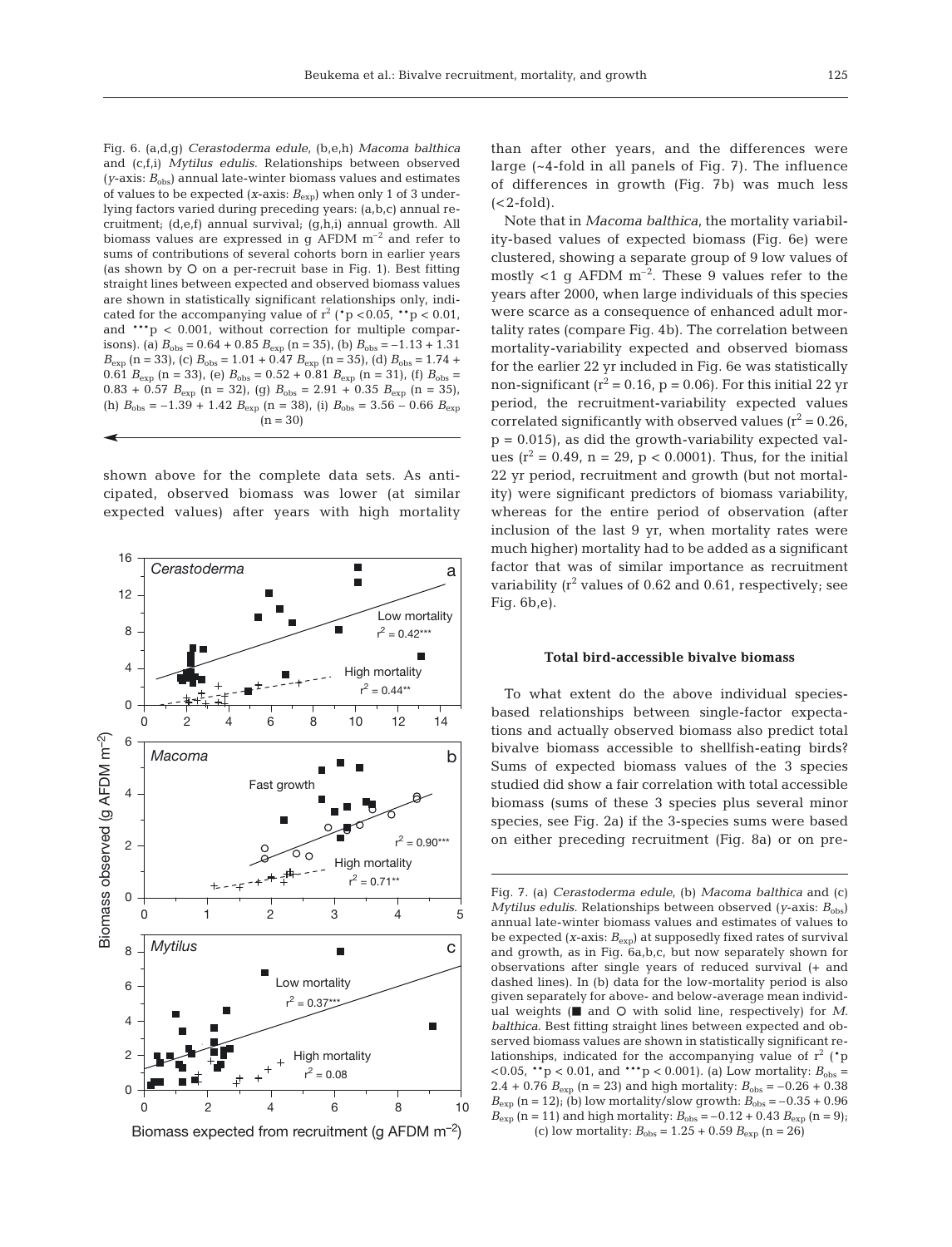Fig. 6. (a,d,g) *Cerastoderma edule*, (b,e,h) *Macoma balthica* and (c,f,i) *Mytilus edulis*. Relationships between observed (y-axis: $B_{obs}$) annual late-winter biomass values and estimates of values to be expected (x-axis: $B_{exp}$) when only 1 of 3 underlying factors varied during preceding years: (a,b,c) annual recruitment; (d,e,f) annual survival; (g,h,i) annual growth. All biomass values are expressed in g AFDM $m^{-2}$ and refer to sums of contributions of several cohorts born in earlier years (as shown by O on a per-recruit base in Fig. 1). Best fitting straight lines between expected and observed biomass values are shown in statistically significant relationships only, indicated for the accompanying value of $r^2$ (\*$p < 0.05$, \*\*$p < 0.01$, and \*\*\*$p < 0.001$, without correction for multiple comparisons). (a) $B_{obs} = 0.64 + 0.85\ B_{exp}$ (n = 35), (b) $B_{obs} = -1.13 + 1.31\ B_{exp}$ (n = 33), (c) $B_{obs} = 1.01 + 0.47\ B_{exp}$ (n = 35), (d) $B_{obs} = 1.74 + 0.61\ B_{exp}$ (n = 33), (e) $B_{obs} = 0.52 + 0.81\ B_{exp}$ (n = 31), (f) $B_{obs} = 0.83 + 0.57\ B_{exp}$ (n = 32), (g) $B_{obs} = 2.91 + 0.35\ B_{exp}$ (n = 35), (h) $B_{obs} = -1.39 + 1.42\ B_{exp}$ (n = 38), (i) $B_{obs} = 3.56 - 0.66\ B_{exp}$ (n = 30)

shown above for the complete data sets. As anticipated, observed biomass was lower (at similar expected values) after years with high mortality than after other years, and the differences were large (~4-fold in all panels of Fig. 7). The influence of differences in growth (Fig. 7b) was much less (<2-fold).

Note that in *Macoma balthica*, the mortality variability-based values of expected biomass (Fig. 6e) were clustered, showing a separate group of 9 low values of mostly <1 g AFDM $m^{-2}$. These 9 values refer to the years after 2000, when large individuals of this species were scarce as a consequence of enhanced adult mortality rates (compare Fig. 4b). The correlation between mortality-variability expected and observed biomass for the earlier 22 yr included in Fig. 6e was statistically non-significant ($r^2 = 0.16$, $p = 0.06$). For this initial 22 yr period, the recruitment-variability expected values correlated significantly with observed values ($r^2 = 0.26$, $p = 0.015$), as did the growth-variability expected values ($r^2 = 0.49$, n = 29, $p < 0.0001$). Thus, for the initial 22 yr period, recruitment and growth (but not mortality) were significant predictors of biomass variability, whereas for the entire period of observation (after inclusion of the last 9 yr, when mortality rates were much higher) mortality had to be added as a significant factor that was of similar importance as recruitment variability ($r^2$ values of 0.62 and 0.61, respectively; see Fig. 6b,e).

### Total bird-accessible bivalve biomass

To what extent do the above individual species-based relationships between single-factor expectations and actually observed biomass also predict total bivalve biomass accessible to shellfish-eating birds? Sums of expected biomass values of the 3 species studied did show a fair correlation with total accessible biomass (sums of these 3 species plus several minor species, see Fig. 2a) if the 3-species sums were based on either preceding recruitment (Fig. 8a) or on pre-

Fig. 7. (a) *Cerastoderma edule*, (b) *Macoma balthica* and (c) *Mytilus edulis*. Relationships between observed (y-axis: $B_{obs}$) annual late-winter biomass values and estimates of values to be expected (x-axis: $B_{exp}$) at supposedly fixed rates of survival and growth, as in Fig. 6a,b,c, but now separately shown for observations after single years of reduced survival (+ and dashed lines). In (b) data for the low-mortality period is also given separately for above- and below-average mean individual weights (■ and O with solid line, respectively) for *M. balthica*. Best fitting straight lines between expected and observed biomass values are shown in statistically significant relationships, indicated for the accompanying value of $r^2$ (\*$p < 0.05$, \*\*$p < 0.01$, and \*\*\*$p < 0.001$). (a) Low mortality: $B_{obs} = 2.4 + 0.76\ B_{exp}$ (n = 23) and high mortality: $B_{obs} = -0.26 + 0.38\ B_{exp}$ (n = 12); (b) low mortality/slow growth: $B_{obs} = -0.35 + 0.96\ B_{exp}$ (n = 11) and high mortality: $B_{obs} = -0.12 + 0.43\ B_{exp}$ (n = 9); (c) low mortality: $B_{obs} = 1.25 + 0.59\ B_{exp}$ (n = 26)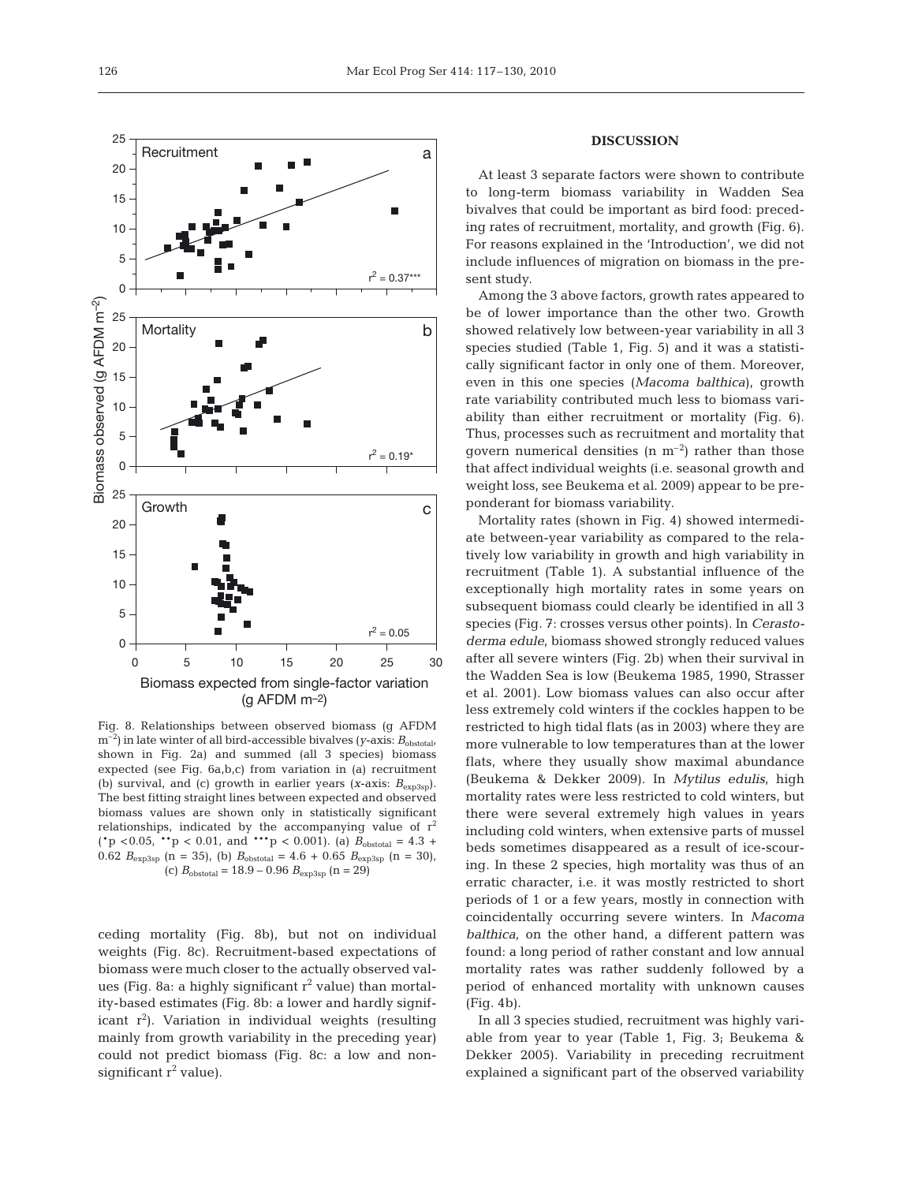Fig. 8. Relationships between observed biomass (g AFDM $m^{-2}$) in late winter of all bird-accessible bivalves (y-axis: $B_{obstotal}$, shown in Fig. 2a) and summed (all 3 species) biomass expected (see Fig. 6a,b,c) from variation in (a) recruitment (b) survival, and (c) growth in earlier years (x-axis: $B_{exp3sp}$). The best fitting straight lines between expected and observed biomass values are shown only in statistically significant relationships, indicated by the accompanying value of $r^2$ (*p <0.05, **p < 0.01, and ***p < 0.001). (a) $B_{obstotal} = 4.3 + 0.62\ B_{exp3sp}$ (n = 35), (b) $B_{obstotal} = 4.6 + 0.65\ B_{exp3sp}$ (n = 30), (c) $B_{obstotal} = 18.9 - 0.96\ B_{exp3sp}$ (n = 29)

ceding mortality (Fig. 8b), but not on individual weights (Fig. 8c). Recruitment-based expectations of biomass were much closer to the actually observed values (Fig. 8a: a highly significant $r^2$ value) than mortality-based estimates (Fig. 8b: a lower and hardly significant $r^2$). Variation in individual weights (resulting mainly from growth variability in the preceding year) could not predict biomass (Fig. 8c: a low and non-significant $r^2$ value).

## DISCUSSION

At least 3 separate factors were shown to contribute to long-term biomass variability in Wadden Sea bivalves that could be important as bird food: preceding rates of recruitment, mortality, and growth (Fig. 6). For reasons explained in the 'Introduction', we did not include influences of migration on biomass in the present study.

Among the 3 above factors, growth rates appeared to be of lower importance than the other two. Growth showed relatively low between-year variability in all 3 species studied (Table 1, Fig. 5) and it was a statistically significant factor in only one of them. Moreover, even in this one species (*Macoma balthica*), growth rate variability contributed much less to biomass variability than either recruitment or mortality (Fig. 6). Thus, processes such as recruitment and mortality that govern numerical densities (n $m^{-2}$) rather than those that affect individual weights (i.e. seasonal growth and weight loss, see Beukema et al. 2009) appear to be preponderant for biomass variability.

Mortality rates (shown in Fig. 4) showed intermediate between-year variability as compared to the relatively low variability in growth and high variability in recruitment (Table 1). A substantial influence of the exceptionally high mortality rates in some years on subsequent biomass could clearly be identified in all 3 species (Fig. 7: crosses versus other points). In *Cerastoderma edule*, biomass showed strongly reduced values after all severe winters (Fig. 2b) when their survival in the Wadden Sea is low (Beukema 1985, 1990, Strasser et al. 2001). Low biomass values can also occur after less extremely cold winters if the cockles happen to be restricted to high tidal flats (as in 2003) where they are more vulnerable to low temperatures than at the lower flats, where they usually show maximal abundance (Beukema & Dekker 2009). In *Mytilus edulis*, high mortality rates were less restricted to cold winters, but there were several extremely high values in years including cold winters, when extensive parts of mussel beds sometimes disappeared as a result of ice-scouring. In these 2 species, high mortality was thus of an erratic character, i.e. it was mostly restricted to short periods of 1 or a few years, mostly in connection with coincidentally occurring severe winters. In *Macoma balthica*, on the other hand, a different pattern was found: a long period of rather constant and low annual mortality rates was rather suddenly followed by a period of enhanced mortality with unknown causes (Fig. 4b).

In all 3 species studied, recruitment was highly variable from year to year (Table 1, Fig. 3; Beukema & Dekker 2005). Variability in preceding recruitment explained a significant part of the observed variability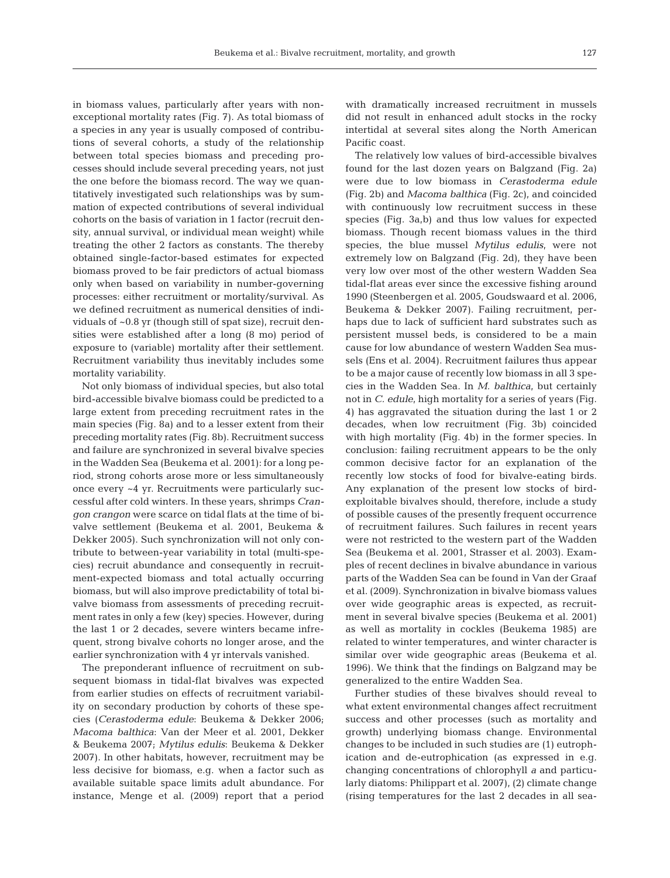in biomass values, particularly after years with non-exceptional mortality rates (Fig. 7). As total biomass of a species in any year is usually composed of contributions of several cohorts, a study of the relationship between total species biomass and preceding processes should include several preceding years, not just the one before the biomass record. The way we quantitatively investigated such relationships was by summation of expected contributions of several individual cohorts on the basis of variation in 1 factor (recruit density, annual survival, or individual mean weight) while treating the other 2 factors as constants. The thereby obtained single-factor-based estimates for expected biomass proved to be fair predictors of actual biomass only when based on variability in number-governing processes: either recruitment or mortality/survival. As we defined recruitment as numerical densities of individuals of ~0.8 yr (though still of spat size), recruit densities were established after a long (8 mo) period of exposure to (variable) mortality after their settlement. Recruitment variability thus inevitably includes some mortality variability.

Not only biomass of individual species, but also total bird-accessible bivalve biomass could be predicted to a large extent from preceding recruitment rates in the main species (Fig. 8a) and to a lesser extent from their preceding mortality rates (Fig. 8b). Recruitment success and failure are synchronized in several bivalve species in the Wadden Sea (Beukema et al. 2001): for a long period, strong cohorts arose more or less simultaneously once every ~4 yr. Recruitments were particularly successful after cold winters. In these years, shrimps *Crangon crangon* were scarce on tidal flats at the time of bivalve settlement (Beukema et al. 2001, Beukema & Dekker 2005). Such synchronization will not only contribute to between-year variability in total (multi-species) recruit abundance and consequently in recruitment-expected biomass and total actually occurring biomass, but will also improve predictability of total bivalve biomass from assessments of preceding recruitment rates in only a few (key) species. However, during the last 1 or 2 decades, severe winters became infrequent, strong bivalve cohorts no longer arose, and the earlier synchronization with 4 yr intervals vanished.

The preponderant influence of recruitment on subsequent biomass in tidal-flat bivalves was expected from earlier studies on effects of recruitment variability on secondary production by cohorts of these species (*Cerastoderma edule*: Beukema & Dekker 2006; *Macoma balthica*: Van der Meer et al. 2001, Dekker & Beukema 2007; *Mytilus edulis*: Beukema & Dekker 2007). In other habitats, however, recruitment may be less decisive for biomass, e.g. when a factor such as available suitable space limits adult abundance. For instance, Menge et al. (2009) report that a period with dramatically increased recruitment in mussels did not result in enhanced adult stocks in the rocky intertidal at several sites along the North American Pacific coast.

The relatively low values of bird-accessible bivalves found for the last dozen years on Balgzand (Fig. 2a) were due to low biomass in *Cerastoderma edule* (Fig. 2b) and *Macoma balthica* (Fig. 2c), and coincided with continuously low recruitment success in these species (Fig. 3a,b) and thus low values for expected biomass. Though recent biomass values in the third species, the blue mussel *Mytilus edulis*, were not extremely low on Balgzand (Fig. 2d), they have been very low over most of the other western Wadden Sea tidal-flat areas ever since the excessive fishing around 1990 (Steenbergen et al. 2005, Goudswaard et al. 2006, Beukema & Dekker 2007). Failing recruitment, perhaps due to lack of sufficient hard substrates such as persistent mussel beds, is considered to be a main cause for low abundance of western Wadden Sea mussels (Ens et al. 2004). Recruitment failures thus appear to be a major cause of recently low biomass in all 3 species in the Wadden Sea. In *M. balthica*, but certainly not in *C. edule*, high mortality for a series of years (Fig. 4) has aggravated the situation during the last 1 or 2 decades, when low recruitment (Fig. 3b) coincided with high mortality (Fig. 4b) in the former species. In conclusion: failing recruitment appears to be the only common decisive factor for an explanation of the recently low stocks of food for bivalve-eating birds. Any explanation of the present low stocks of bird-exploitable bivalves should, therefore, include a study of possible causes of the presently frequent occurrence of recruitment failures. Such failures in recent years were not restricted to the western part of the Wadden Sea (Beukema et al. 2001, Strasser et al. 2003). Examples of recent declines in bivalve abundance in various parts of the Wadden Sea can be found in Van der Graaf et al. (2009). Synchronization in bivalve biomass values over wide geographic areas is expected, as recruitment in several bivalve species (Beukema et al. 2001) as well as mortality in cockles (Beukema 1985) are related to winter temperatures, and winter character is similar over wide geographic areas (Beukema et al. 1996). We think that the findings on Balgzand may be generalized to the entire Wadden Sea.

Further studies of these bivalves should reveal to what extent environmental changes affect recruitment success and other processes (such as mortality and growth) underlying biomass change. Environmental changes to be included in such studies are (1) eutrophication and de-eutrophication (as expressed in e.g. changing concentrations of chlorophyll *a* and particularly diatoms: Philippart et al. 2007), (2) climate change (rising temperatures for the last 2 decades in all sea-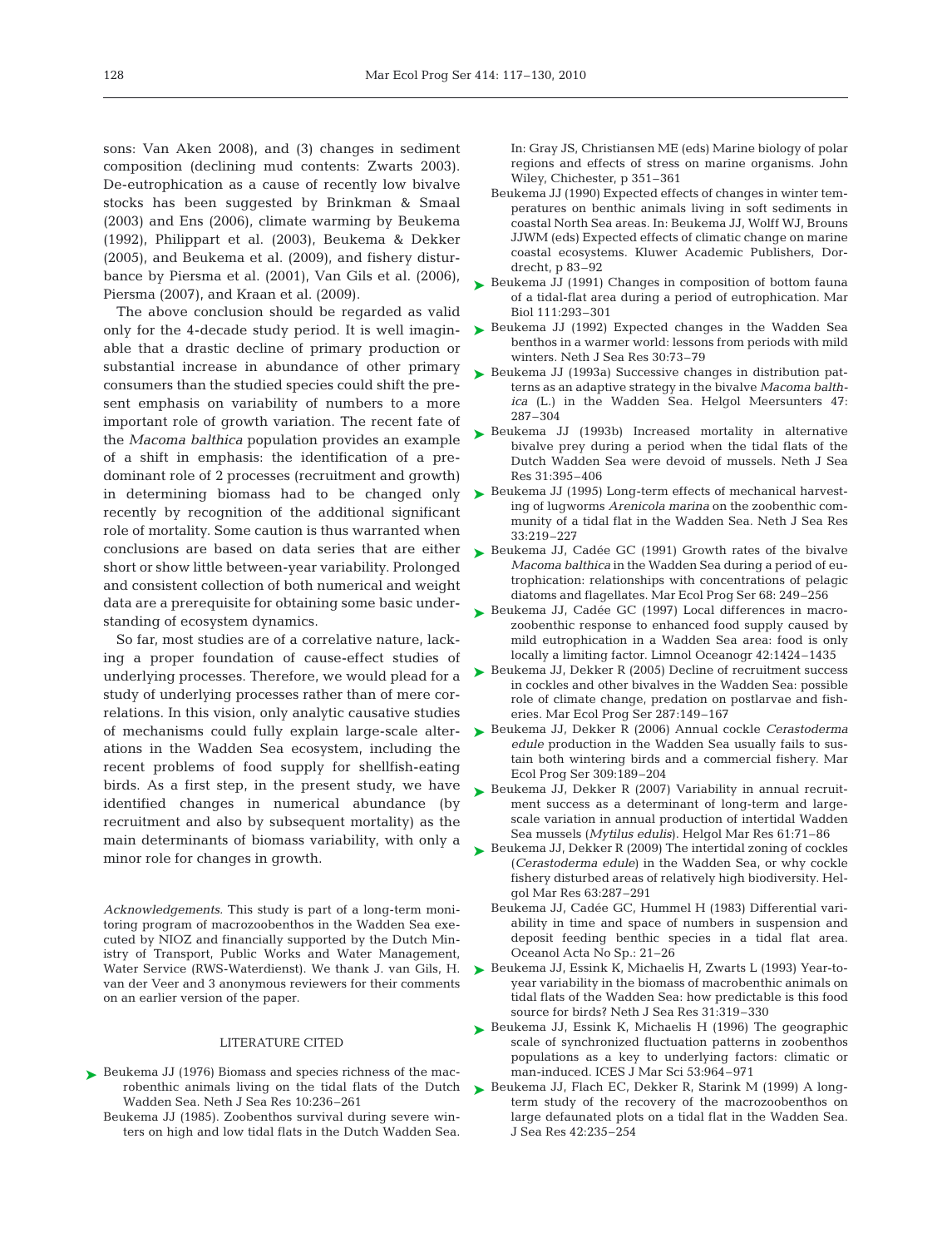sons: Van Aken 2008), and (3) changes in sediment composition (declining mud contents: Zwarts 2003). De-eutrophication as a cause of recently low bivalve stocks has been suggested by Brinkman & Smaal (2003) and Ens (2006), climate warming by Beukema (1992), Philippart et al. (2003), Beukema & Dekker (2005), and Beukema et al. (2009), and fishery disturbance by Piersma et al. (2001), Van Gils et al. (2006), Piersma (2007), and Kraan et al. (2009).

The above conclusion should be regarded as valid only for the 4-decade study period. It is well imaginable that a drastic decline of primary production or substantial increase in abundance of other primary consumers than the studied species could shift the present emphasis on variability of numbers to a more important role of growth variation. The recent fate of the *Macoma balthica* population provides an example of a shift in emphasis: the identification of a predominant role of 2 processes (recruitment and growth) in determining biomass had to be changed only recently by recognition of the additional significant role of mortality. Some caution is thus warranted when conclusions are based on data series that are either short or show little between-year variability. Prolonged and consistent collection of both numerical and weight data are a prerequisite for obtaining some basic understanding of ecosystem dynamics.

So far, most studies are of a correlative nature, lacking a proper foundation of cause-effect studies of underlying processes. Therefore, we would plead for a study of underlying processes rather than of mere correlations. In this vision, only analytic causative studies of mechanisms could fully explain large-scale alterations in the Wadden Sea ecosystem, including the recent problems of food supply for shellfish-eating birds. As a first step, in the present study, we have identified changes in numerical abundance (by recruitment and also by subsequent mortality) as the main determinants of biomass variability, with only a minor role for changes in growth.

*Acknowledgements.* This study is part of a long-term monitoring program of macrozoobenthos in the Wadden Sea executed by NIOZ and financially supported by the Dutch Ministry of Transport, Public Works and Water Management, Water Service (RWS-Waterdienst). We thank J. van Gils, H. van der Veer and 3 anonymous reviewers for their comments on an earlier version of the paper.

## LITERATURE CITED

- Beukema JJ (1976) Biomass and species richness of the macrobenthic animals living on the tidal flats of the Dutch Wadden Sea. Neth J Sea Res 10:236–261
- Beukema JJ (1985) Zoobenthos survival during severe winters on high and low tidal flats in the Dutch Wadden Sea. In: Gray JS, Christiansen ME (eds) Marine biology of polar regions and effects of stress on marine organisms. John Wiley, Chichester, p 351–361
- Beukema JJ (1990) Expected effects of changes in winter temperatures on benthic animals living in soft sediments in coastal North Sea areas. In: Beukema JJ, Wolff WJ, Brouns JJWM (eds) Expected effects of climatic change on marine coastal ecosystems. Kluwer Academic Publishers, Dordrecht, p 83–92
- Beukema JJ (1991) Changes in composition of bottom fauna of a tidal-flat area during a period of eutrophication. Mar Biol 111:293–301
- Beukema JJ (1992) Expected changes in the Wadden Sea benthos in a warmer world: lessons from periods with mild winters. Neth J Sea Res 30:73–79
- Beukema JJ (1993a) Successive changes in distribution patterns as an adaptive strategy in the bivalve *Macoma balthica* (L.) in the Wadden Sea. Helgol Meeresunters 47: 287–304
- Beukema JJ (1993b) Increased mortality in alternative bivalve prey during a period when the tidal flats of the Dutch Wadden Sea were devoid of mussels. Neth J Sea Res 31:395–406
- Beukema JJ (1995) Long-term effects of mechanical harvesting of lugworms *Arenicola marina* on the zoobenthic community of a tidal flat in the Wadden Sea. Neth J Sea Res 33:219–227
- Beukema JJ, Cadée GC (1991) Growth rates of the bivalve *Macoma balthica* in the Wadden Sea during a period of eutrophication: relationships with concentrations of pelagic diatoms and flagellates. Mar Ecol Prog Ser 68: 249–256
- Beukema JJ, Cadée GC (1997) Local differences in macrozoobenthic response to enhanced food supply caused by mild eutrophication in a Wadden Sea area: food is only locally a limiting factor. Limnol Oceanogr 42:1424–1435
- Beukema JJ, Dekker R (2005) Decline of recruitment success in cockles and other bivalves in the Wadden Sea: possible role of climate change, predation on postlarvae and fisheries. Mar Ecol Prog Ser 287:149–167
- Beukema JJ, Dekker R (2006) Annual cockle *Cerastoderma edule* production in the Wadden Sea usually fails to sustain both wintering birds and a commercial fishery. Mar Ecol Prog Ser 309:189–204
- Beukema JJ, Dekker R (2007) Variability in annual recruitment success as a determinant of long-term and large-scale variation in annual production of intertidal Wadden Sea mussels (*Mytilus edulis*). Helgol Mar Res 61:71–86
- Beukema JJ, Dekker R (2009) The intertidal zoning of cockles (*Cerastoderma edule*) in the Wadden Sea, or why cockle fishery disturbed areas of relatively high biodiversity. Helgol Mar Res 63:287–291
- Beukema JJ, Cadée GC, Hummel H (1983) Differential variability in time and space of numbers in suspension and deposit feeding benthic species in a tidal flat area. Oceanol Acta No Sp.: 21–26
- Beukema JJ, Essink K, Michaelis H, Zwarts L (1993) Year-to-year variability in the biomass of macrobenthic animals on tidal flats of the Wadden Sea: how predictable is this food source for birds? Neth J Sea Res 31:319–330
- Beukema JJ, Essink K, Michaelis H (1996) The geographic scale of synchronized fluctuation patterns in zoobenthos populations as a key to underlying factors: climatic or man-induced. ICES J Mar Sci 53:964–971
- Beukema JJ, Flach EC, Dekker R, Starink M (1999) A long-term study of the recovery of the macrozoobenthos on large defaunated plots on a tidal flat in the Wadden Sea. J Sea Res 42:235–254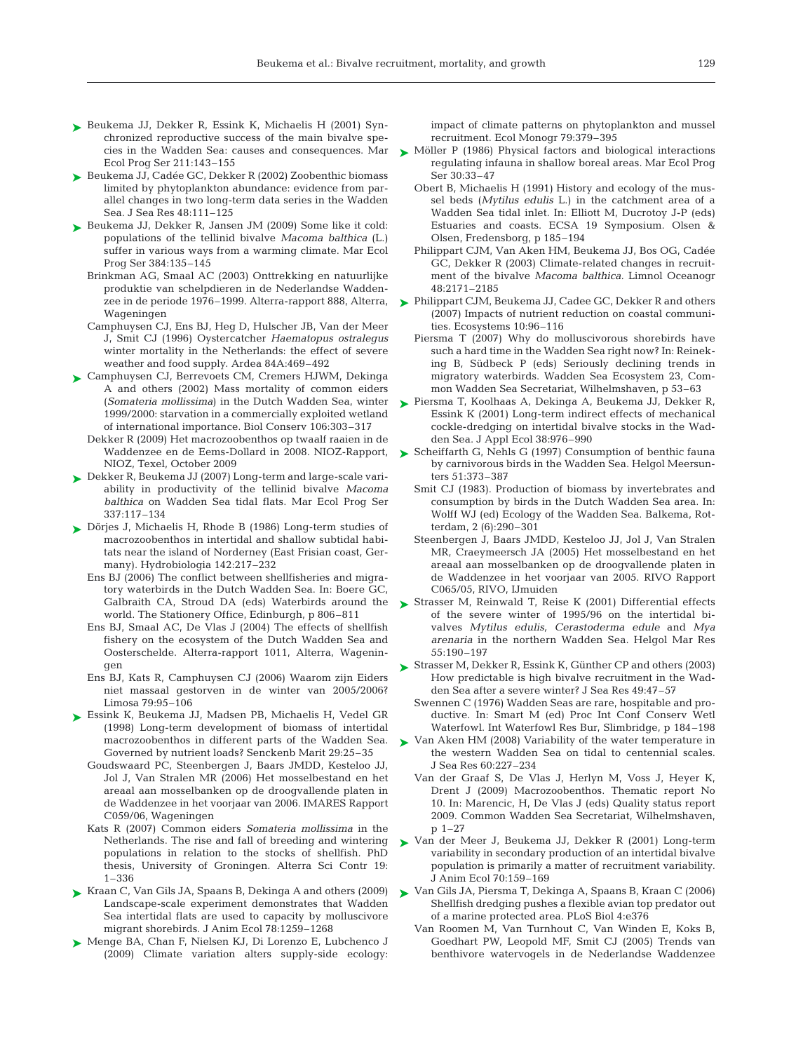Beukema JJ, Dekker R, Essink K, Michaelis H (2001) Synchronized reproductive success of the main bivalve species in the Wadden Sea: causes and consequences. Mar Ecol Prog Ser 211:143–155

Beukema JJ, Cadée GC, Dekker R (2002) Zoobenthic biomass limited by phytoplankton abundance: evidence from parallel changes in two long-term data series in the Wadden Sea. J Sea Res 48:111–125

Beukema JJ, Dekker R, Jansen JM (2009) Some like it cold: populations of the tellinid bivalve *Macoma balthica* (L.) suffer in various ways from a warming climate. Mar Ecol Prog Ser 384:135–145

Brinkman AG, Smaal AC (2003) Onttrekking en natuurlijke produktie van schelpdieren in de Nederlandse Waddenzee in de periode 1976–1999. Alterra-rapport 888, Alterra, Wageningen

Camphuysen CJ, Ens BJ, Heg D, Hulscher JB, Van der Meer J, Smit CJ (1996) Oystercatcher *Haematopus ostralegus* winter mortality in the Netherlands: the effect of severe weather and food supply. Ardea 84A:469–492

Camphuysen CJ, Berrevoets CM, Cremers HJWM, Dekinga A and others (2002) Mass mortality of common eiders (*Somateria mollissima*) in the Dutch Wadden Sea, winter 1999/2000: starvation in a commercially exploited wetland of international importance. Biol Conserv 106:303–317

Dekker R (2009) Het macrozoobenthos op twaalf raaien in de Waddenzee en de Eems-Dollard in 2008. NIOZ-Rapport, NIOZ, Texel, October 2009

Dekker R, Beukema JJ (2007) Long-term and large-scale variability in productivity of the tellinid bivalve *Macoma balthica* on Wadden Sea tidal flats. Mar Ecol Prog Ser 337:117–134

Dörjes J, Michaelis H, Rhode B (1986) Long-term studies of macrozoobenthos in intertidal and shallow subtidal habitats near the island of Norderney (East Frisian coast, Germany). Hydrobiologia 142:217–232

Ens BJ (2006) The conflict between shellfisheries and migratory waterbirds in the Dutch Wadden Sea. In: Boere GC, Galbraith CA, Stroud DA (eds) Waterbirds around the world. The Stationery Office, Edinburgh, p 806–811

Ens BJ, Smaal AC, De Vlas J (2004) The effects of shellfish fishery on the ecosystem of the Dutch Wadden Sea and Oosterschelde. Alterra-rapport 1011, Alterra, Wageningen

Ens BJ, Kats R, Camphuysen CJ (2006) Waarom zijn Eiders niet massaal gestorven in de winter van 2005/2006? Limosa 79:95–106

Essink K, Beukema JJ, Madsen PB, Michaelis H, Vedel GR (1998) Long-term development of biomass of intertidal macrozoobenthos in different parts of the Wadden Sea. Governed by nutrient loads? Senckenb Marit 29:25–35

Goudswaard PC, Steenbergen J, Baars JMDD, Kesteloo JJ, Jol J, Van Stralen MR (2006) Het mosselbestand en het areaal aan mosselbanken op de droogvallende platen in de Waddenzee in het voorjaar van 2006. IMARES Rapport C059/06, Wageningen

Kats R (2007) Common eiders *Somateria mollissima* in the Netherlands. The rise and fall of breeding and wintering populations in relation to the stocks of shellfish. PhD thesis, University of Groningen. Alterra Sci Contr 19: 1–336

Kraan C, Van Gils JA, Spaans B, Dekinga A and others (2009) Landscape-scale experiment demonstrates that Wadden Sea intertidal flats are used to capacity by molluscivore migrant shorebirds. J Anim Ecol 78:1259–1268

Menge BA, Chan F, Nielsen KJ, Di Lorenzo E, Lubchenco J (2009) Climate variation alters supply-side ecology: impact of climate patterns on phytoplankton and mussel recruitment. Ecol Monogr 79:379–395

Möller P (1986) Physical factors and biological interactions regulating infauna in shallow boreal areas. Mar Ecol Prog Ser 30:33–47

Obert B, Michaelis H (1991) History and ecology of the mussel beds (*Mytilus edulis* L.) in the catchment area of a Wadden Sea tidal inlet. In: Elliott M, Ducrotoy J-P (eds) Estuaries and coasts. ECSA 19 Symposium. Olsen & Olsen, Fredensborg, p 185–194

Philippart CJM, Van Aken HM, Beukema JJ, Bos OG, Cadée GC, Dekker R (2003) Climate-related changes in recruitment of the bivalve *Macoma balthica*. Limnol Oceanogr 48:2171–2185

Philippart CJM, Beukema JJ, Cadee GC, Dekker R and others (2007) Impacts of nutrient reduction on coastal communities. Ecosystems 10:96–116

Piersma T (2007) Why do molluscivorous shorebirds have such a hard time in the Wadden Sea right now? In: Reineking B, Südbeck P (eds) Seriously declining trends in migratory waterbirds. Wadden Sea Ecosystem 23, Common Wadden Sea Secretariat, Wilhelmshaven, p 53–63

Piersma T, Koolhaas A, Dekinga A, Beukema JJ, Dekker R, Essink K (2001) Long-term indirect effects of mechanical cockle-dredging on intertidal bivalve stocks in the Wadden Sea. J Appl Ecol 38:976–990

Scheiffarth G, Nehls G (1997) Consumption of benthic fauna by carnivorous birds in the Wadden Sea. Helgol Meersunters 51:373–387

Smit CJ (1983). Production of biomass by invertebrates and consumption by birds in the Dutch Wadden Sea area. In: Wolff WJ (ed) Ecology of the Wadden Sea. Balkema, Rotterdam, 2 (6):290–301

Steenbergen J, Baars JMDD, Kesteloo JJ, Jol J, Van Stralen MR, Craeymeersch JA (2005) Het mosselbestand en het areaal aan mosselbanken op de droogvallende platen in de Waddenzee in het voorjaar van 2005. RIVO Rapport C065/05, RIVO, IJmuiden

Strasser M, Reinwald T, Reise K (2001) Differential effects of the severe winter of 1995/96 on the intertidal bivalves *Mytilus edulis*, *Cerastoderma edule* and *Mya arenaria* in the northern Wadden Sea. Helgol Mar Res 55:190–197

Strasser M, Dekker R, Essink K, Günther CP and others (2003) How predictable is high bivalve recruitment in the Wadden Sea after a severe winter? J Sea Res 49:47–57

Swennen C (1976) Wadden Seas are rare, hospitable and productive. In: Smart M (ed) Proc Int Conf Conserv Wetl Waterfowl. Int Waterfowl Res Bur, Slimbridge, p 184–198

Van Aken HM (2008) Variability of the water temperature in the western Wadden Sea on tidal to centennial scales. J Sea Res 60:227–234

Van der Graaf S, De Vlas J, Herlyn M, Voss J, Heyer K, Drent J (2009) Macrozoobenthos. Thematic report No 10. In: Marencic, H, De Vlas J (eds) Quality status report 2009. Common Wadden Sea Secretariat, Wilhelmshaven, p 1–27

Van der Meer J, Beukema JJ, Dekker R (2001) Long-term variability in secondary production of an intertidal bivalve population is primarily a matter of recruitment variability. J Anim Ecol 70:159–169

Van Gils JA, Piersma T, Dekinga A, Spaans B, Kraan C (2006) Shellfish dredging pushes a flexible avian top predator out of a marine protected area. PLoS Biol 4:e376

Van Roomen M, Van Turnhout C, Van Winden E, Koks B, Goedhart PW, Leopold MF, Smit CJ (2005) Trends van benthivore watervogels in de Nederlandse Waddenzee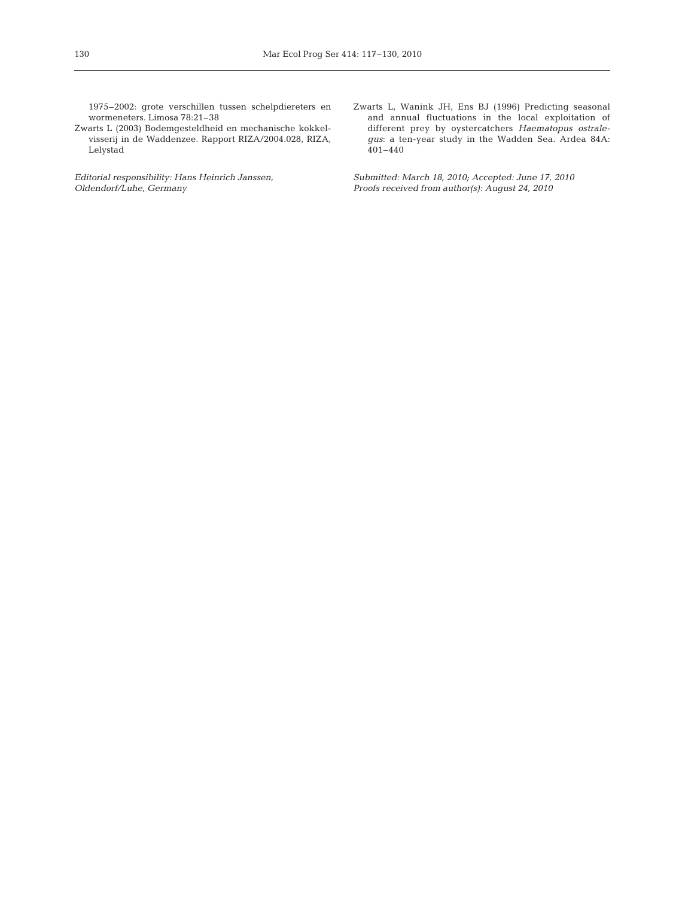1975–2002: grote verschillen tussen schelpdiereters en wormeneters. Limosa 78:21–38

Zwarts L (2003) Bodemgesteldheid en mechanische kokkelvisserij in de Waddenzee. Rapport RIZA/2004.028, RIZA, Lelystad

Zwarts L, Wanink JH, Ens BJ (1996) Predicting seasonal and annual fluctuations in the local exploitation of different prey by oystercatchers *Haematopus ostralegus*: a ten-year study in the Wadden Sea. Ardea 84A: 401–440

*Editorial responsibility: Hans Heinrich Janssen, Oldendorf/Luhe, Germany*

*Submitted: March 18, 2010; Accepted: June 17, 2010*
*Proofs received from author(s): August 24, 2010*